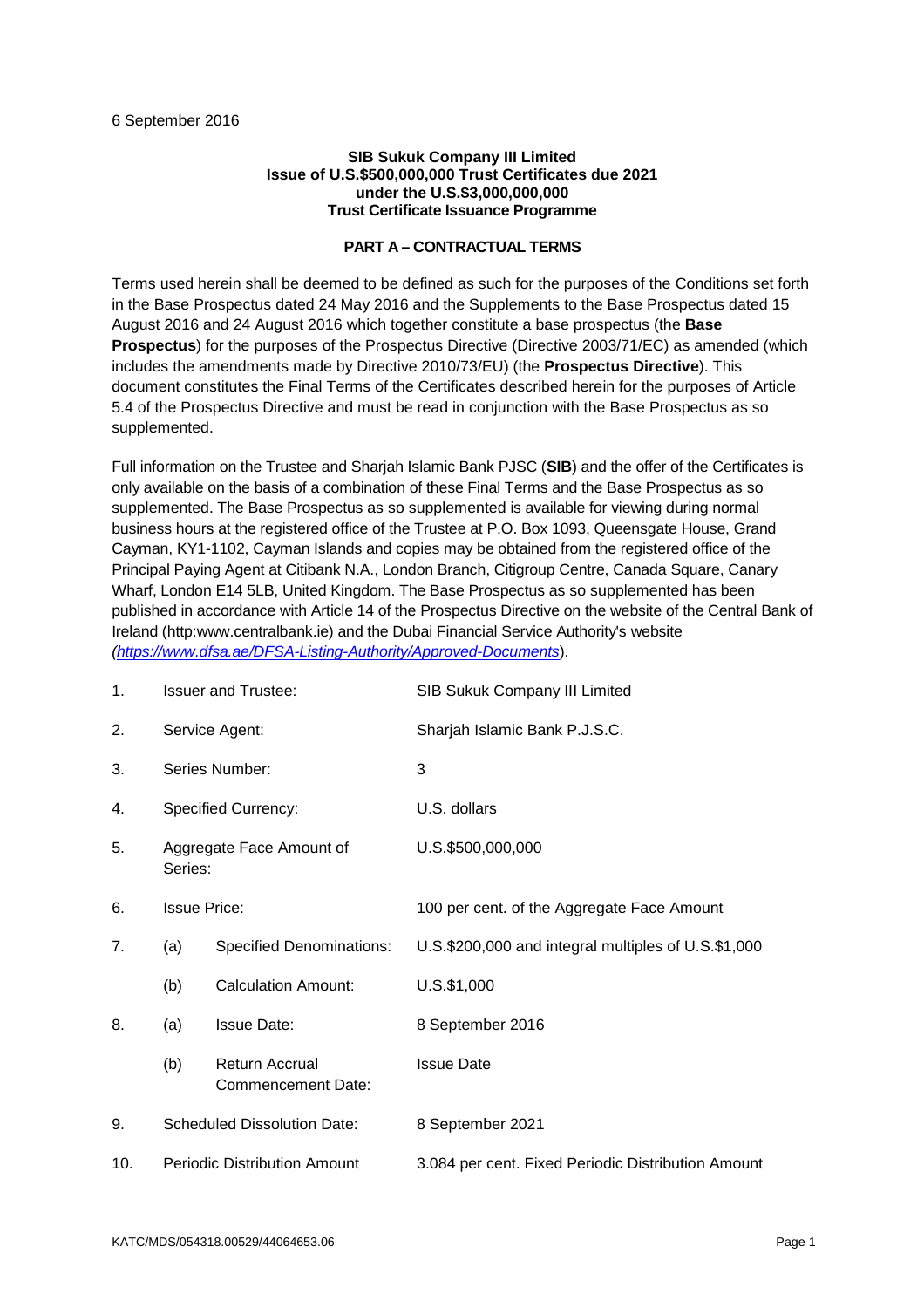6 September 2016

**SIB Sukuk Company III Limited**
**Issue of U.S.$500,000,000 Trust Certificates due 2021**
**under the U.S.$3,000,000,000**
**Trust Certificate Issuance Programme**

**PART A – CONTRACTUAL TERMS**

Terms used herein shall be deemed to be defined as such for the purposes of the Conditions set forth in the Base Prospectus dated 24 May 2016 and the Supplements to the Base Prospectus dated 15 August 2016 and 24 August 2016 which together constitute a base prospectus (the **Base Prospectus**) for the purposes of the Prospectus Directive (Directive 2003/71/EC) as amended (which includes the amendments made by Directive 2010/73/EU) (the **Prospectus Directive**). This document constitutes the Final Terms of the Certificates described herein for the purposes of Article 5.4 of the Prospectus Directive and must be read in conjunction with the Base Prospectus as so supplemented.

Full information on the Trustee and Sharjah Islamic Bank PJSC (**SIB**) and the offer of the Certificates is only available on the basis of a combination of these Final Terms and the Base Prospectus as so supplemented. The Base Prospectus as so supplemented is available for viewing during normal business hours at the registered office of the Trustee at P.O. Box 1093, Queensgate House, Grand Cayman, KY1-1102, Cayman Islands and copies may be obtained from the registered office of the Principal Paying Agent at Citibank N.A., London Branch, Citigroup Centre, Canada Square, Canary Wharf, London E14 5LB, United Kingdom. The Base Prospectus as so supplemented has been published in accordance with Article 14 of the Prospectus Directive on the website of the Central Bank of Ireland (http:www.centralbank.ie) and the Dubai Financial Service Authority's website (*https://www.dfsa.ae/DFSA-Listing-Authority/Approved-Documents*).

| | | | |
|---|---|---|---|
| 1. | Issuer and Trustee: | | SIB Sukuk Company III Limited |
| 2. | Service Agent: | | Sharjah Islamic Bank P.J.S.C. |
| 3. | Series Number: | | 3 |
| 4. | Specified Currency: | | U.S. dollars |
| 5. | Aggregate Face Amount of Series: | | U.S.$500,000,000 |
| 6. | Issue Price: | | 100 per cent. of the Aggregate Face Amount |
| 7. | (a) | Specified Denominations: | U.S.$200,000 and integral multiples of U.S.$1,000 |
| | (b) | Calculation Amount: | U.S.$1,000 |
| 8. | (a) | Issue Date: | 8 September 2016 |
| | (b) | Return Accrual Commencement Date: | Issue Date |
| 9. | Scheduled Dissolution Date: | | 8 September 2021 |
| 10. | Periodic Distribution Amount | | 3.084 per cent. Fixed Periodic Distribution Amount |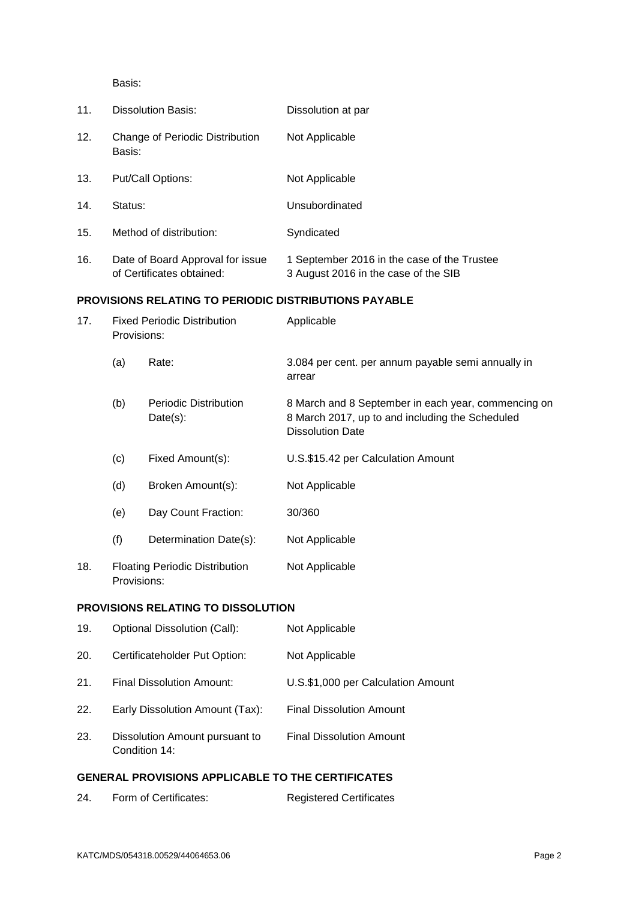Basis:

| | | |
|---|---|---|
| 11. | Dissolution Basis: | Dissolution at par |
| 12. | Change of Periodic Distribution Basis: | Not Applicable |
| 13. | Put/Call Options: | Not Applicable |
| 14. | Status: | Unsubordinated |
| 15. | Method of distribution: | Syndicated |
| 16. | Date of Board Approval for issue of Certificates obtained: | 1 September 2016 in the case of the Trustee<br>3 August 2016 in the case of the SIB |

**PROVISIONS RELATING TO PERIODIC DISTRIBUTIONS PAYABLE**

| | | |
|---|---|---|
| 17. | Fixed Periodic Distribution Provisions: | Applicable |
| | (a) Rate: | 3.084 per cent. per annum payable semi annually in arrear |
| | (b) Periodic Distribution Date(s): | 8 March and 8 September in each year, commencing on 8 March 2017, up to and including the Scheduled Dissolution Date |
| | (c) Fixed Amount(s): | U.S.$15.42 per Calculation Amount |
| | (d) Broken Amount(s): | Not Applicable |
| | (e) Day Count Fraction: | 30/360 |
| | (f) Determination Date(s): | Not Applicable |
| 18. | Floating Periodic Distribution Provisions: | Not Applicable |

**PROVISIONS RELATING TO DISSOLUTION**

| | | |
|---|---|---|
| 19. | Optional Dissolution (Call): | Not Applicable |
| 20. | Certificateholder Put Option: | Not Applicable |
| 21. | Final Dissolution Amount: | U.S.$1,000 per Calculation Amount |
| 22. | Early Dissolution Amount (Tax): | Final Dissolution Amount |
| 23. | Dissolution Amount pursuant to Condition 14: | Final Dissolution Amount |

**GENERAL PROVISIONS APPLICABLE TO THE CERTIFICATES**

| | | |
|---|---|---|
| 24. | Form of Certificates: | Registered Certificates |

KATC/MDS/054318.00529/44064653.06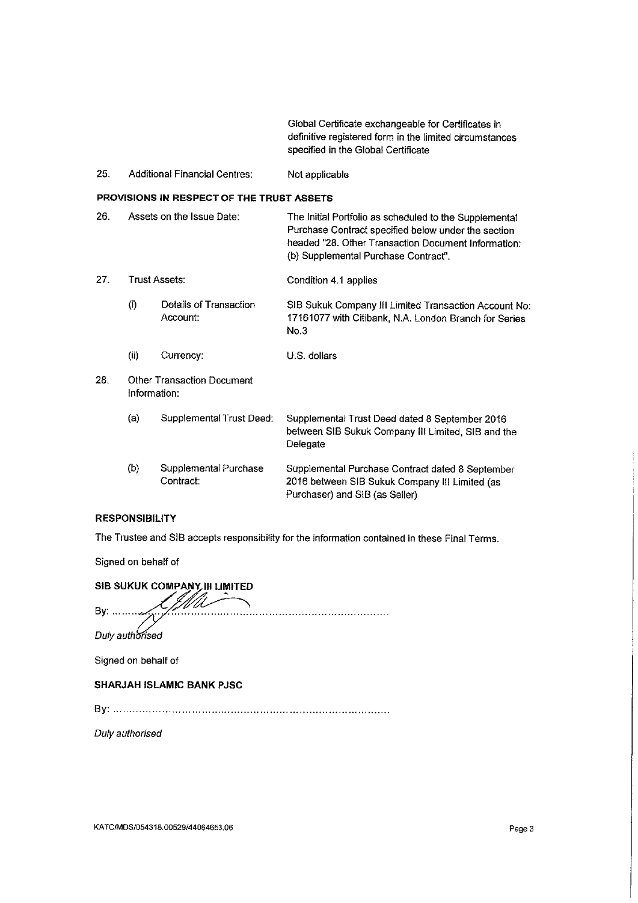| | | |
|---|---|---|
| | | Global Certificate exchangeable for Certificates in definitive registered form in the limited circumstances specified in the Global Certificate |
| 25. | Additional Financial Centres: | Not applicable |

**PROVISIONS IN RESPECT OF THE TRUST ASSETS**

| | | |
|---|---|---|
| 26. | Assets on the Issue Date: | The Initial Portfolio as scheduled to the Supplemental Purchase Contract specified below under the section headed "28. Other Transaction Document Information: (b) Supplemental Purchase Contract". |
| 27. | Trust Assets: | Condition 4.1 applies |
| | (i) Details of Transaction Account: | SIB Sukuk Company III Limited Transaction Account No: 17161077 with Citibank, N.A. London Branch for Series No.3 |
| | (ii) Currency: | U.S. dollars |
| 28. | Other Transaction Document Information: | |
| | (a) Supplemental Trust Deed: | Supplemental Trust Deed dated 8 September 2016 between SIB Sukuk Company III Limited, SIB and the Delegate |
| | (b) Supplemental Purchase Contract: | Supplemental Purchase Contract dated 8 September 2016 between SIB Sukuk Company III Limited (as Purchaser) and SIB (as Seller) |

**RESPONSIBILITY**

The Trustee and SIB accepts responsibility for the information contained in these Final Terms.

Signed on behalf of

**SIB SUKUK COMPANY III LIMITED**

By: ...............................................................................

*Duly authorised*

Signed on behalf of

**SHARJAH ISLAMIC BANK PJSC**

By: ...............................................................................

*Duly authorised*

KATC/MDS/054318.00529/44064653.06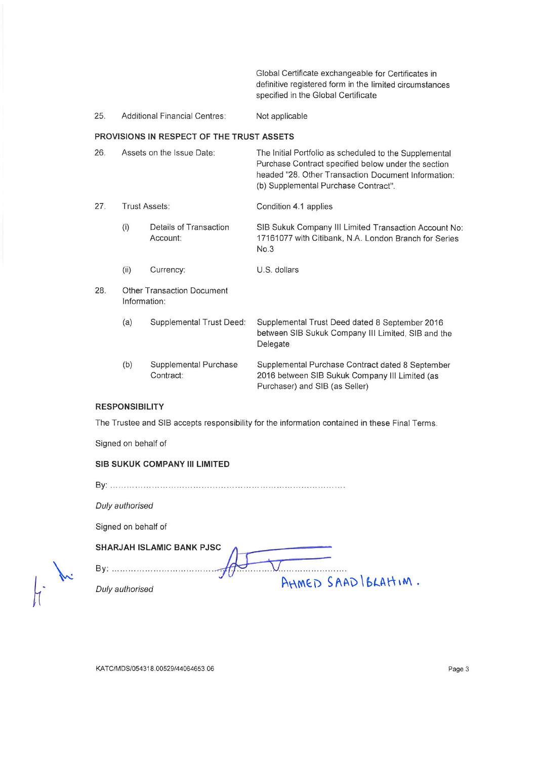| | | |
|---|---|---|
| | | Global Certificate exchangeable for Certificates in definitive registered form in the limited circumstances specified in the Global Certificate |
| 25. | Additional Financial Centres: | Not applicable |

**PROVISIONS IN RESPECT OF THE TRUST ASSETS**

| | | | |
|---|---|---|---|
| 26. | Assets on the Issue Date: | | The Initial Portfolio as scheduled to the Supplemental Purchase Contract specified below under the section headed "28. Other Transaction Document Information: (b) Supplemental Purchase Contract". |
| 27. | Trust Assets: | | Condition 4.1 applies |
| | (i) | Details of Transaction Account: | SIB Sukuk Company III Limited Transaction Account No: 17161077 with Citibank, N.A. London Branch for Series No.3 |
| | (ii) | Currency: | U.S. dollars |
| 28. | Other Transaction Document Information: | | |
| | (a) | Supplemental Trust Deed: | Supplemental Trust Deed dated 8 September 2016 between SIB Sukuk Company III Limited, SIB and the Delegate |
| | (b) | Supplemental Purchase Contract: | Supplemental Purchase Contract dated 8 September 2016 between SIB Sukuk Company III Limited (as Purchaser) and SIB (as Seller) |

**RESPONSIBILITY**

The Trustee and SIB accepts responsibility for the information contained in these Final Terms.

Signed on behalf of

**SIB SUKUK COMPANY III LIMITED**

By: ..........................................................................................

*Duly authorised*

Signed on behalf of

**SHARJAH ISLAMIC BANK PJSC**

By: ..........................................................................................

AHMED SAAD IBRAHIM.

*Duly authorised*

KATC/MDS/054318.00529/44064653.06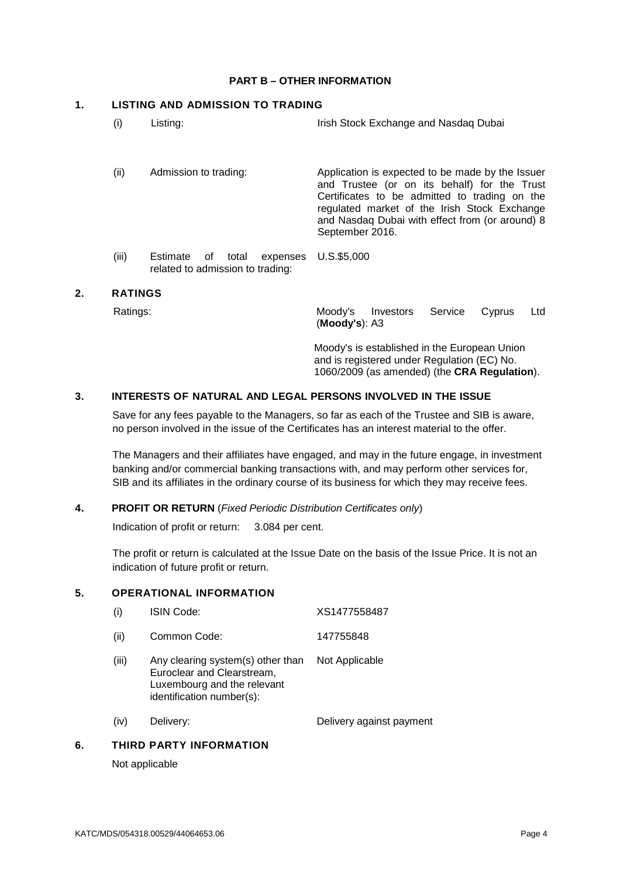## PART B – OTHER INFORMATION

### 1. LISTING AND ADMISSION TO TRADING

| | | |
|---|---|---|
| (i) | Listing: | Irish Stock Exchange and Nasdaq Dubai |
| (ii) | Admission to trading: | Application is expected to be made by the Issuer and Trustee (or on its behalf) for the Trust Certificates to be admitted to trading on the regulated market of the Irish Stock Exchange and Nasdaq Dubai with effect from (or around) 8 September 2016. |
| (iii) | Estimate of total expenses related to admission to trading: | U.S.$5,000 |

### 2. RATINGS

| | |
|---|---|
| Ratings: | Moody's Investors Service Cyprus Ltd (**Moody's**): A3 |
| | Moody's is established in the European Union and is registered under Regulation (EC) No. 1060/2009 (as amended) (the **CRA Regulation**). |

### 3. INTERESTS OF NATURAL AND LEGAL PERSONS INVOLVED IN THE ISSUE

Save for any fees payable to the Managers, so far as each of the Trustee and SIB is aware, no person involved in the issue of the Certificates has an interest material to the offer.

The Managers and their affiliates have engaged, and may in the future engage, in investment banking and/or commercial banking transactions with, and may perform other services for, SIB and its affiliates in the ordinary course of its business for which they may receive fees.

### 4. PROFIT OR RETURN (*Fixed Periodic Distribution Certificates only*)

Indication of profit or return: 3.084 per cent.

The profit or return is calculated at the Issue Date on the basis of the Issue Price. It is not an indication of future profit or return.

### 5. OPERATIONAL INFORMATION

| | | |
|---|---|---|
| (i) | ISIN Code: | XS1477558487 |
| (ii) | Common Code: | 147755848 |
| (iii) | Any clearing system(s) other than Euroclear and Clearstream, Luxembourg and the relevant identification number(s): | Not Applicable |
| (iv) | Delivery: | Delivery against payment |

### 6. THIRD PARTY INFORMATION

Not applicable

KATC/MDS/054318.00529/44064653.06